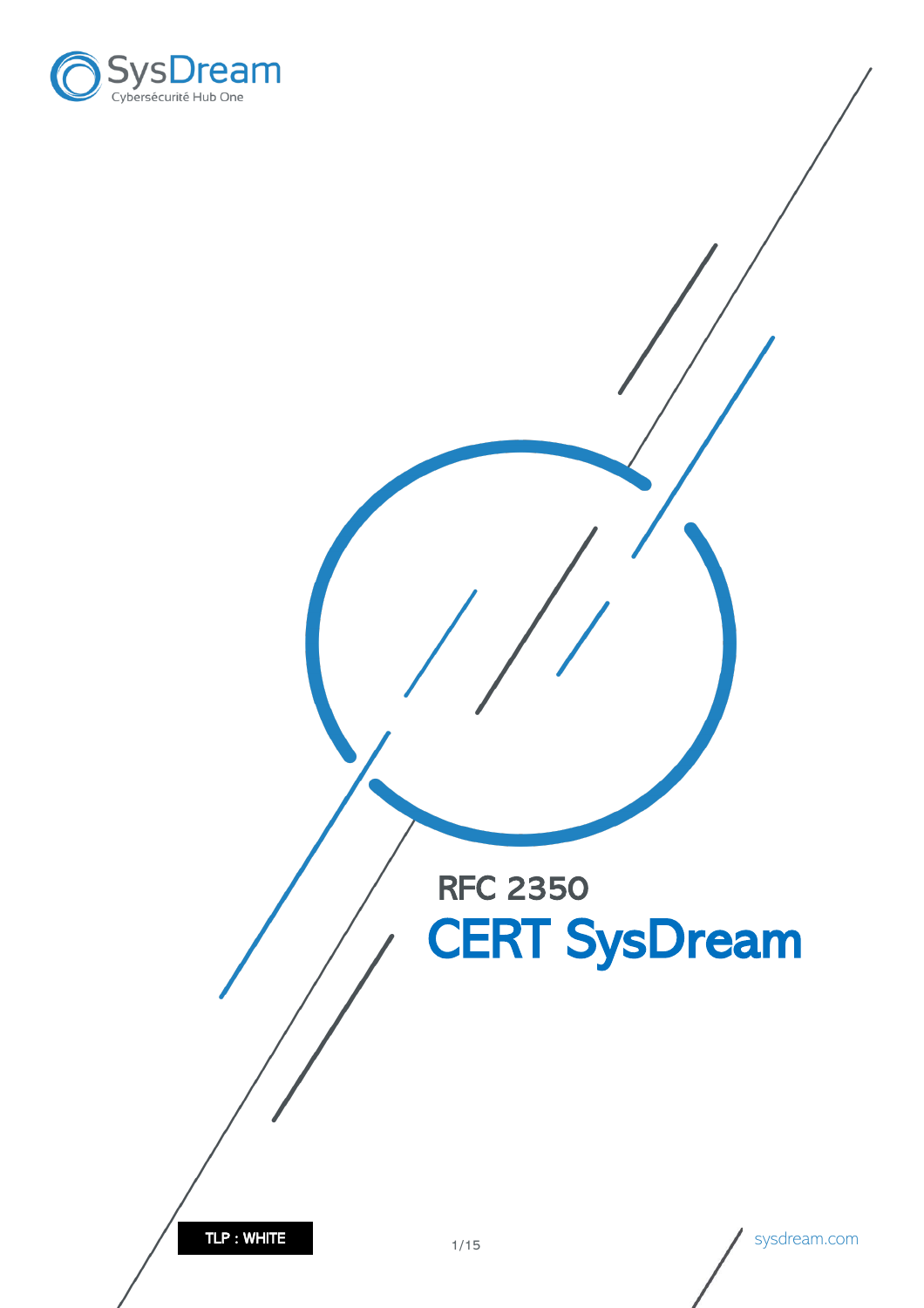SysDream

Cybersécurité Hub One

# RFC 2350

# CERT SysDream

TLP : WHITE

sysdream.com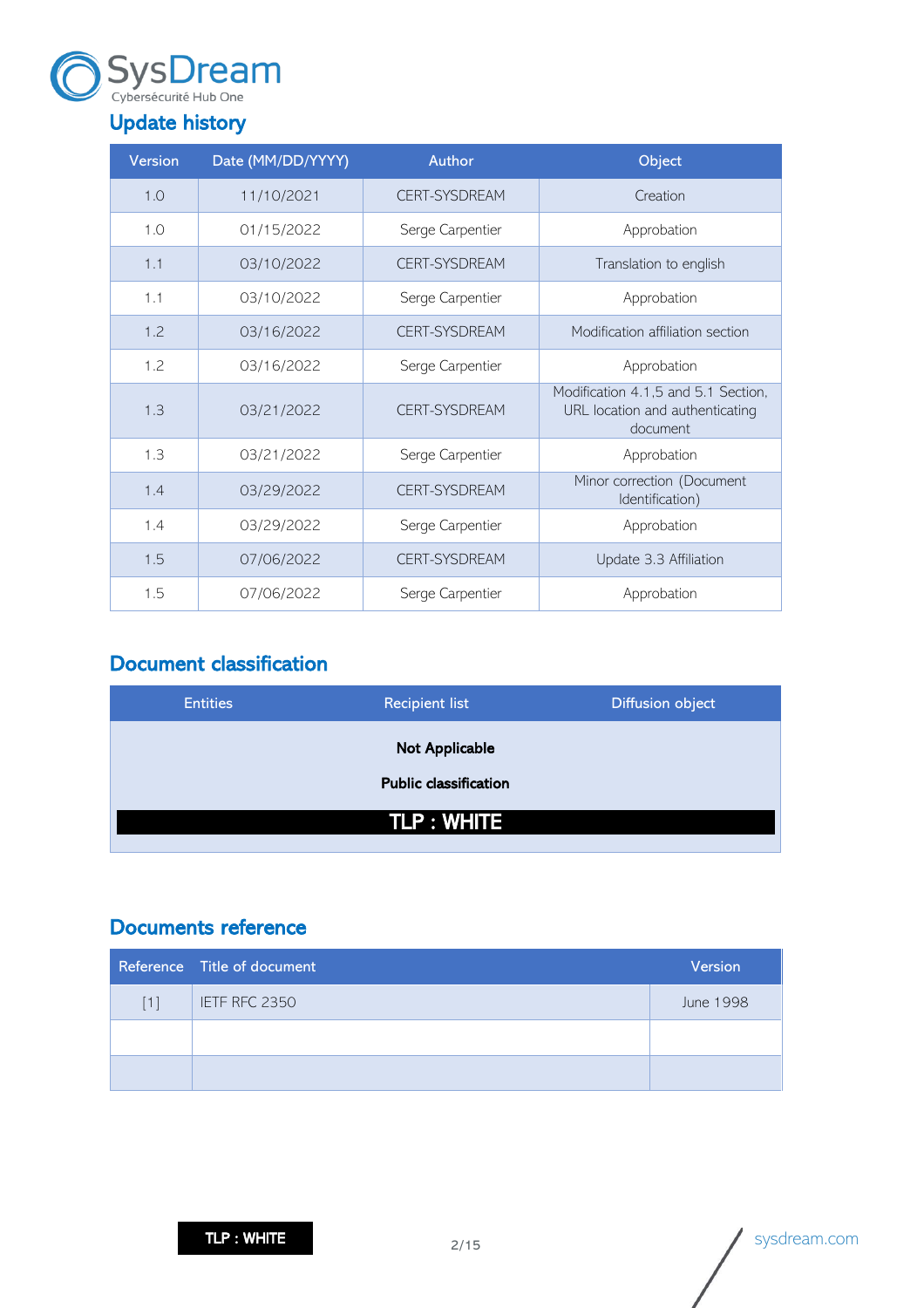## Update history

| Version | Date (MM/DD/YYYY) | Author | Object |
|---|---|---|---|
| 1.0 | 11/10/2021 | CERT-SYSDREAM | Creation |
| 1.0 | 01/15/2022 | Serge Carpentier | Approbation |
| 1.1 | 03/10/2022 | CERT-SYSDREAM | Translation to english |
| 1.1 | 03/10/2022 | Serge Carpentier | Approbation |
| 1.2 | 03/16/2022 | CERT-SYSDREAM | Modification affiliation section |
| 1.2 | 03/16/2022 | Serge Carpentier | Approbation |
| 1.3 | 03/21/2022 | CERT-SYSDREAM | Modification 4.1,5 and 5.1 Section, URL location and authenticating document |
| 1.3 | 03/21/2022 | Serge Carpentier | Approbation |
| 1.4 | 03/29/2022 | CERT-SYSDREAM | Minor correction (Document Identification) |
| 1.4 | 03/29/2022 | Serge Carpentier | Approbation |
| 1.5 | 07/06/2022 | CERT-SYSDREAM | Update 3.3 Affiliation |
| 1.5 | 07/06/2022 | Serge Carpentier | Approbation |

## Document classification

| Entities | Recipient list | Diffusion object |
|---|---|---|
| | **Not Applicable** | |
| | **Public classification** | |
| | **TLP : WHITE** | |

## Documents reference

| Reference | Title of document | Version |
|---|---|---|
| [1] | IETF RFC 2350 | June 1998 |
| | | |
| | | |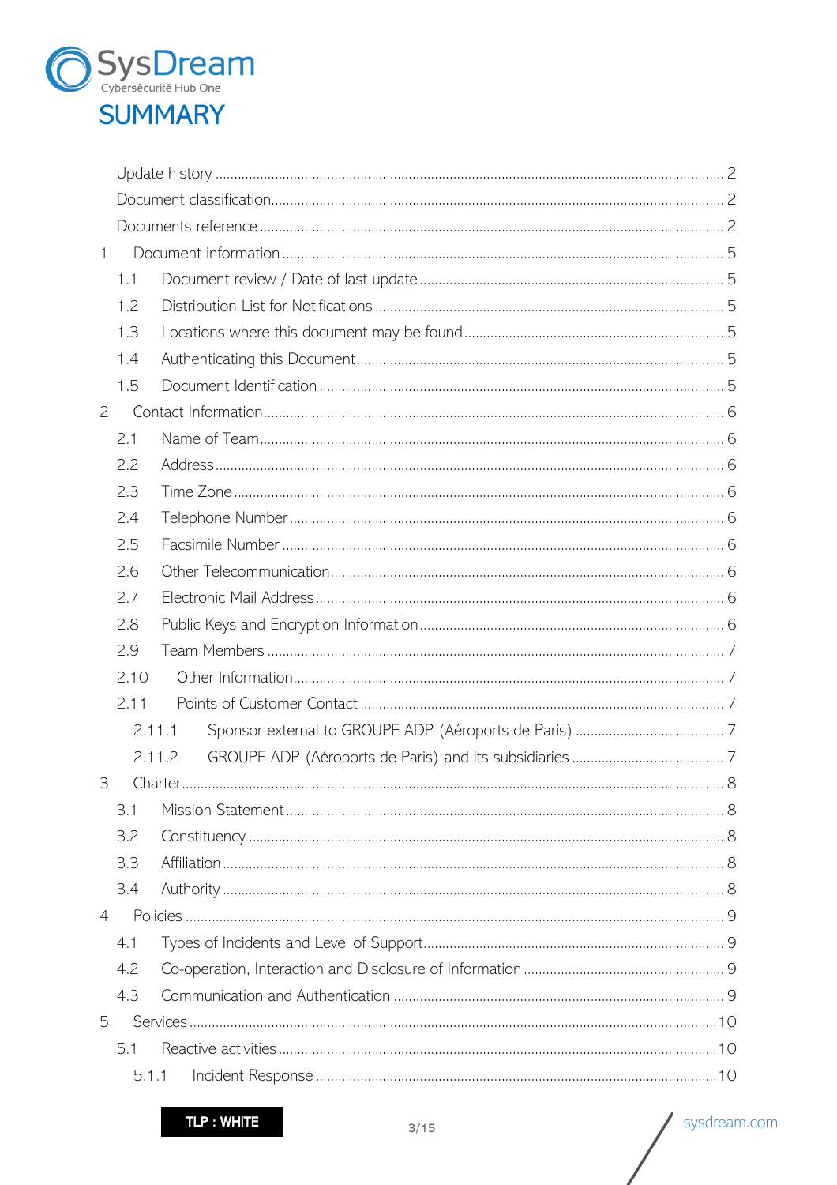# SUMMARY

Update history ........ 2
Document classification ........ 2
Documents reference ........ 2
1 Document information ........ 5
 1.1 Document review / Date of last update ........ 5
 1.2 Distribution List for Notifications ........ 5
 1.3 Locations where this document may be found ........ 5
 1.4 Authenticating this Document ........ 5
 1.5 Document Identification ........ 5
2 Contact Information ........ 6
 2.1 Name of Team ........ 6
 2.2 Address ........ 6
 2.3 Time Zone ........ 6
 2.4 Telephone Number ........ 6
 2.5 Facsimile Number ........ 6
 2.6 Other Telecommunication ........ 6
 2.7 Electronic Mail Address ........ 6
 2.8 Public Keys and Encryption Information ........ 6
 2.9 Team Members ........ 7
 2.10 Other Information ........ 7
 2.11 Points of Customer Contact ........ 7
  2.11.1 Sponsor external to GROUPE ADP (Aéroports de Paris) ........ 7
  2.11.2 GROUPE ADP (Aéroports de Paris) and its subsidiaries ........ 7
3 Charter ........ 8
 3.1 Mission Statement ........ 8
 3.2 Constituency ........ 8
 3.3 Affiliation ........ 8
 3.4 Authority ........ 8
4 Policies ........ 9
 4.1 Types of Incidents and Level of Support ........ 9
 4.2 Co-operation, Interaction and Disclosure of Information ........ 9
 4.3 Communication and Authentication ........ 9
5 Services ........ 10
 5.1 Reactive activities ........ 10
  5.1.1 Incident Response ........ 10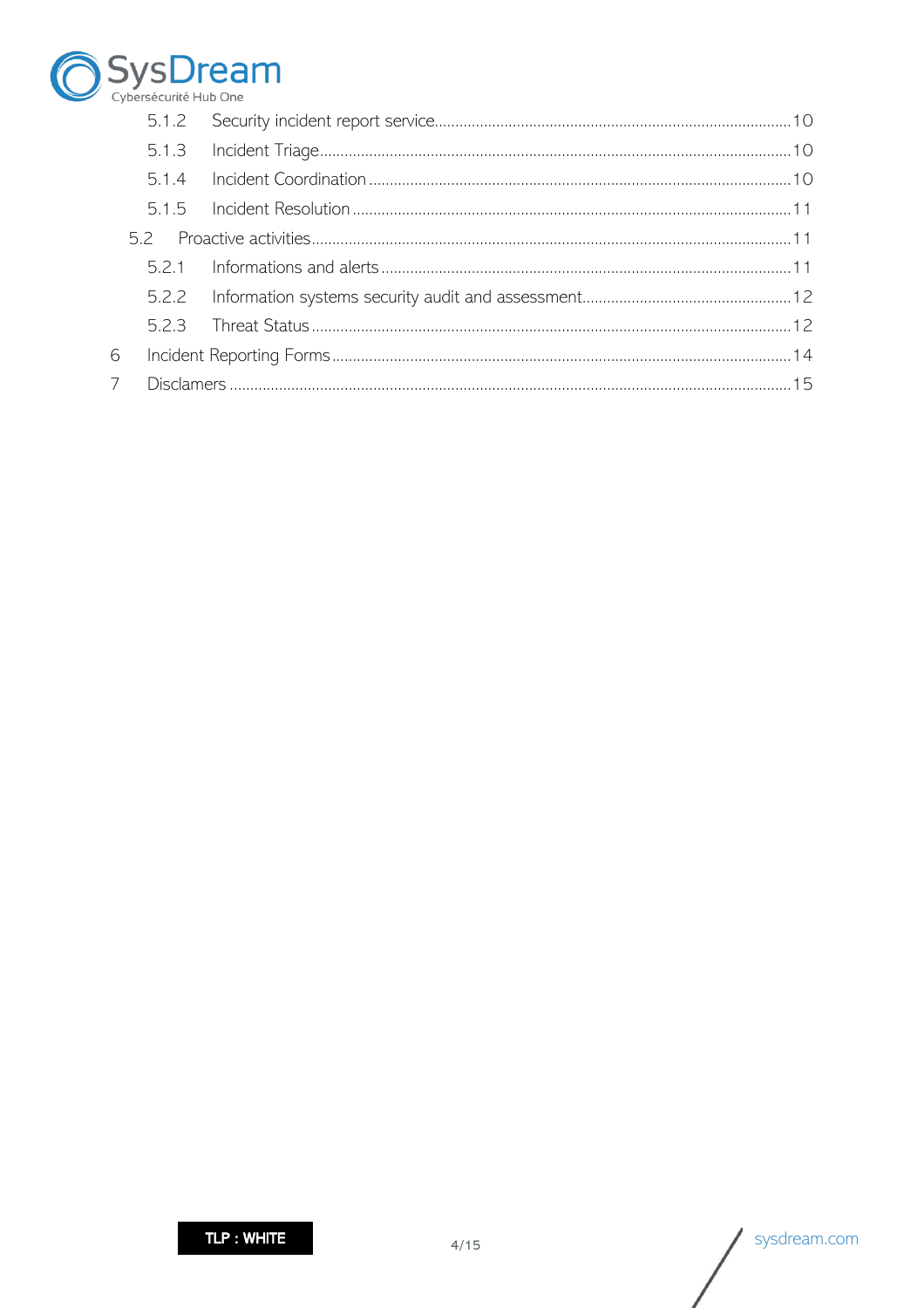- 5.1.2 Security incident report service ........ 10
- 5.1.3 Incident Triage ........ 10
- 5.1.4 Incident Coordination ........ 10
- 5.1.5 Incident Resolution ........ 11
- 5.2 Proactive activities ........ 11
- 5.2.1 Informations and alerts ........ 11
- 5.2.2 Information systems security audit and assessment ........ 12
- 5.2.3 Threat Status ........ 12
- 6 Incident Reporting Forms ........ 14
- 7 Disclamers ........ 15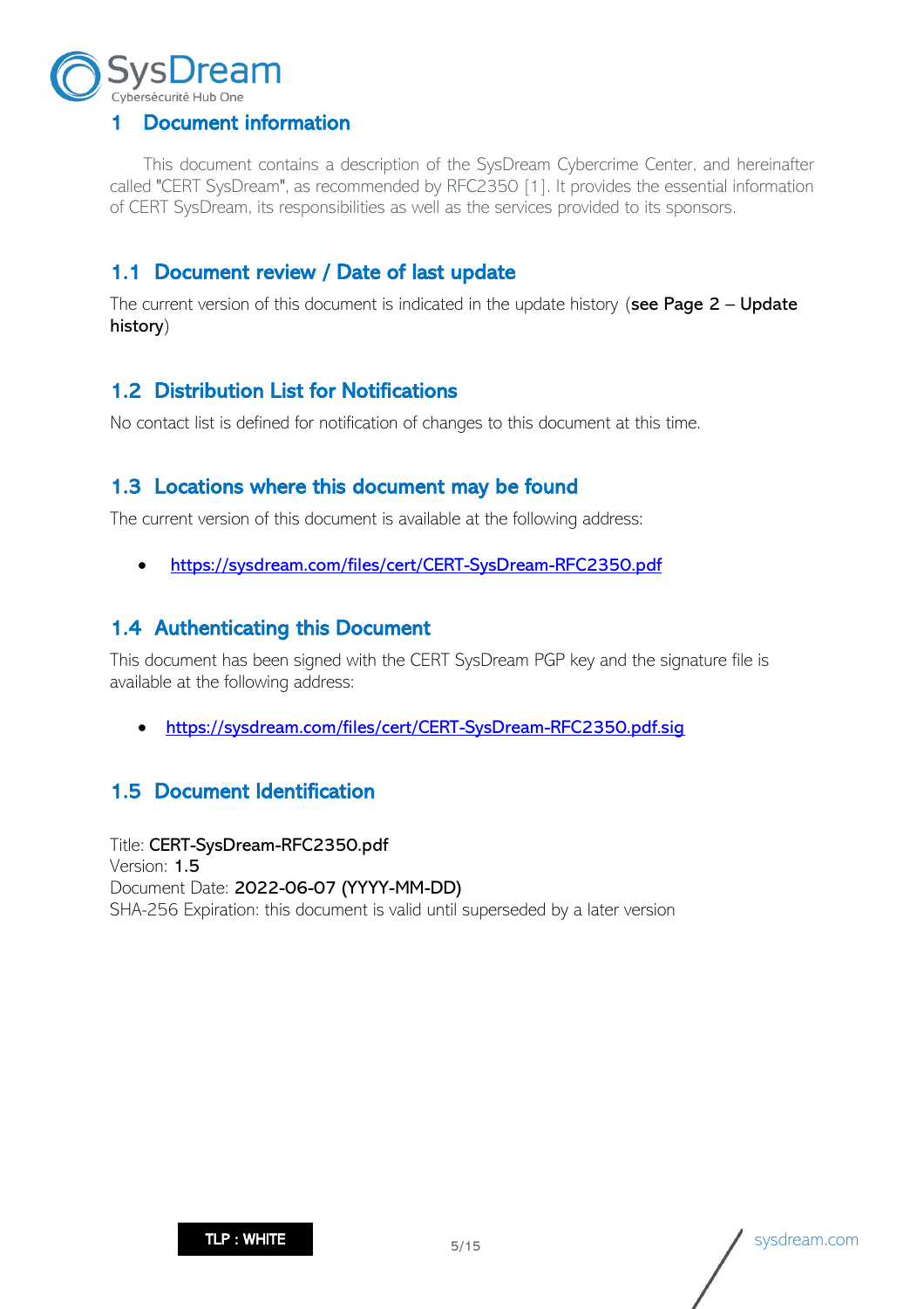# 1 Document information

This document contains a description of the SysDream Cybercrime Center, and hereinafter called "CERT SysDream", as recommended by RFC2350 [1]. It provides the essential information of CERT SysDream, its responsibilities as well as the services provided to its sponsors.

## 1.1 Document review / Date of last update

The current version of this document is indicated in the update history (**see Page 2 – Update history**)

## 1.2 Distribution List for Notifications

No contact list is defined for notification of changes to this document at this time.

## 1.3 Locations where this document may be found

The current version of this document is available at the following address:

- https://sysdream.com/files/cert/CERT-SysDream-RFC2350.pdf

## 1.4 Authenticating this Document

This document has been signed with the CERT SysDream PGP key and the signature file is available at the following address:

- https://sysdream.com/files/cert/CERT-SysDream-RFC2350.pdf.sig

## 1.5 Document Identification

Title: **CERT-SysDream-RFC2350.pdf**
Version: **1.5**
Document Date: **2022-06-07 (YYYY-MM-DD)**
SHA-256 Expiration: this document is valid until superseded by a later version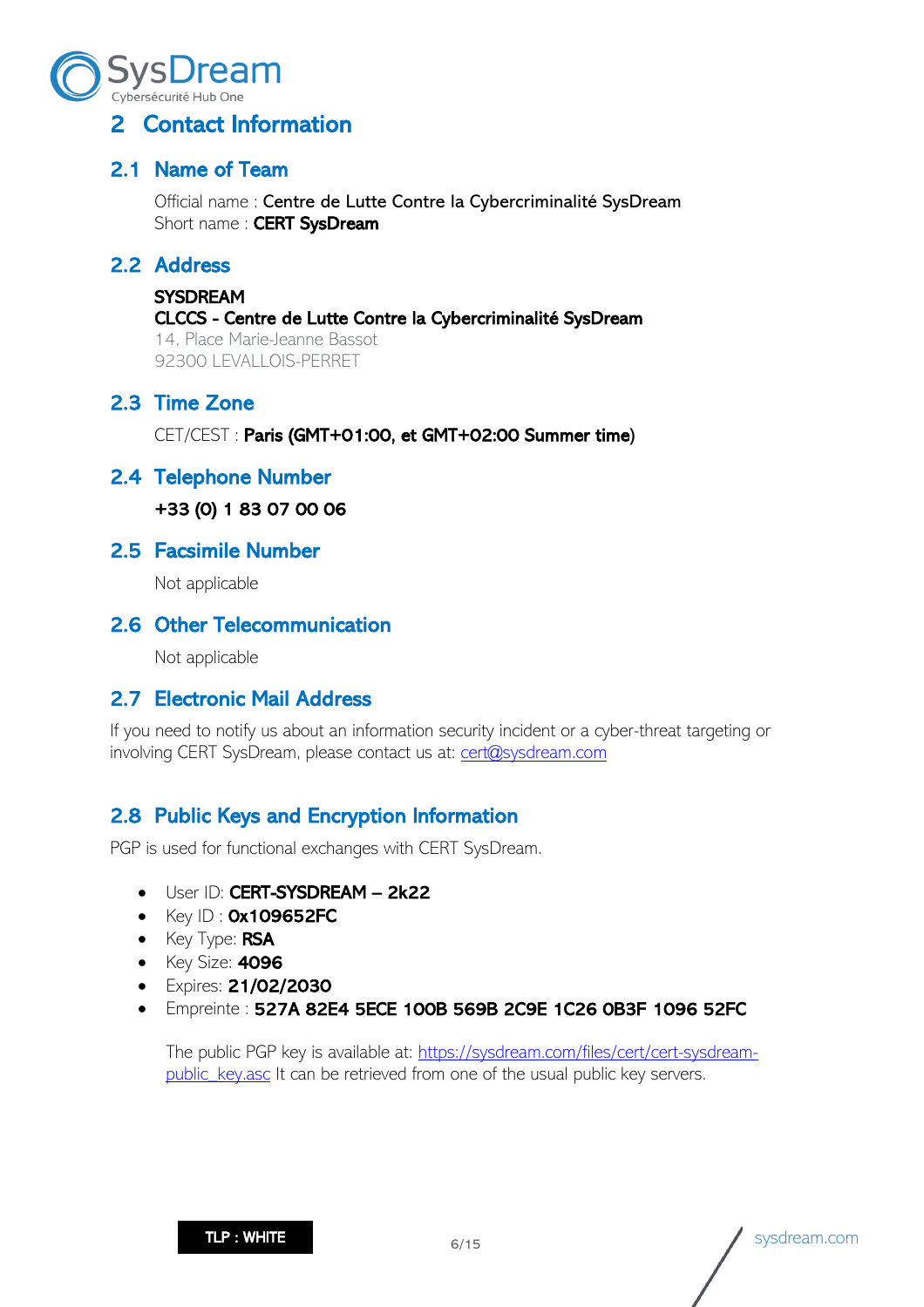# 2 Contact Information

## 2.1 Name of Team

Official name : **Centre de Lutte Contre la Cybercriminalité SysDream**
Short name : **CERT SysDream**

## 2.2 Address

**SYSDREAM**
**CLCCS - Centre de Lutte Contre la Cybercriminalité SysDream**
14, Place Marie-Jeanne Bassot
92300 LEVALLOIS-PERRET

## 2.3 Time Zone

CET/CEST : **Paris (GMT+01:00, et GMT+02:00 Summer time)**

## 2.4 Telephone Number

**+33 (0) 1 83 07 00 06**

## 2.5 Facsimile Number

Not applicable

## 2.6 Other Telecommunication

Not applicable

## 2.7 Electronic Mail Address

If you need to notify us about an information security incident or a cyber-threat targeting or involving CERT SysDream, please contact us at: cert@sysdream.com

## 2.8 Public Keys and Encryption Information

PGP is used for functional exchanges with CERT SysDream.

- User ID: **CERT-SYSDREAM – 2k22**
- Key ID : **0x109652FC**
- Key Type: **RSA**
- Key Size: **4096**
- Expires: **21/02/2030**
- Empreinte : **527A 82E4 5ECE 100B 569B 2C9E 1C26 0B3F 1096 52FC**

The public PGP key is available at: https://sysdream.com/files/cert/cert-sysdream-public_key.asc It can be retrieved from one of the usual public key servers.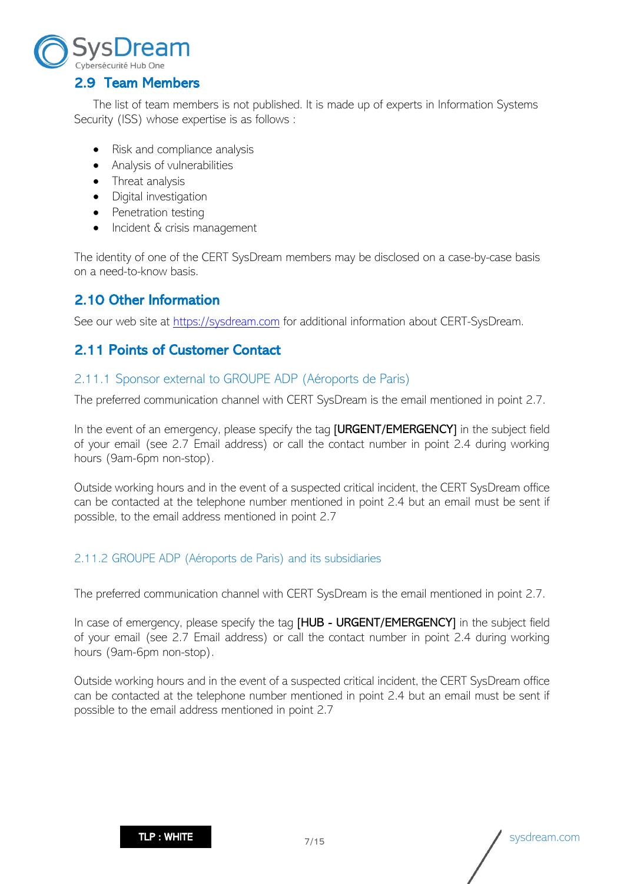## 2.9 Team Members

The list of team members is not published. It is made up of experts in Information Systems Security (ISS) whose expertise is as follows :

- Risk and compliance analysis
- Analysis of vulnerabilities
- Threat analysis
- Digital investigation
- Penetration testing
- Incident & crisis management

The identity of one of the CERT SysDream members may be disclosed on a case-by-case basis on a need-to-know basis.

## 2.10 Other Information

See our web site at https://sysdream.com for additional information about CERT-SysDream.

## 2.11 Points of Customer Contact

### 2.11.1 Sponsor external to GROUPE ADP (Aéroports de Paris)

The preferred communication channel with CERT SysDream is the email mentioned in point 2.7.

In the event of an emergency, please specify the tag **[URGENT/EMERGENCY]** in the subject field of your email (see 2.7 Email address) or call the contact number in point 2.4 during working hours (9am-6pm non-stop).

Outside working hours and in the event of a suspected critical incident, the CERT SysDream office can be contacted at the telephone number mentioned in point 2.4 but an email must be sent if possible, to the email address mentioned in point 2.7

### 2.11.2 GROUPE ADP (Aéroports de Paris) and its subsidiaries

The preferred communication channel with CERT SysDream is the email mentioned in point 2.7.

In case of emergency, please specify the tag **[HUB - URGENT/EMERGENCY]** in the subject field of your email (see 2.7 Email address) or call the contact number in point 2.4 during working hours (9am-6pm non-stop).

Outside working hours and in the event of a suspected critical incident, the CERT SysDream office can be contacted at the telephone number mentioned in point 2.4 but an email must be sent if possible to the email address mentioned in point 2.7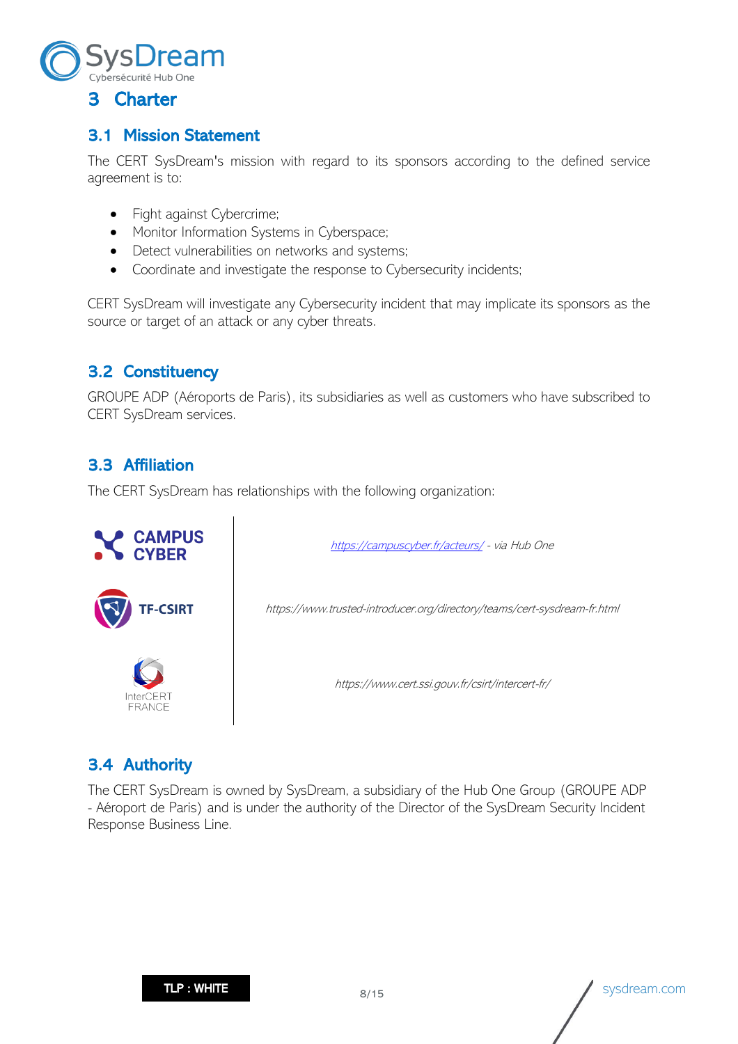## 3 Charter

### 3.1 Mission Statement

The CERT SysDream's mission with regard to its sponsors according to the defined service agreement is to:

- Fight against Cybercrime;
- Monitor Information Systems in Cyberspace;
- Detect vulnerabilities on networks and systems;
- Coordinate and investigate the response to Cybersecurity incidents;

CERT SysDream will investigate any Cybersecurity incident that may implicate its sponsors as the source or target of an attack or any cyber threats.

### 3.2 Constituency

GROUPE ADP (Aéroports de Paris), its subsidiaries as well as customers who have subscribed to CERT SysDream services.

### 3.3 Affiliation

The CERT SysDream has relationships with the following organization:

| | |
|---|---|
| CAMPUS CYBER | *https://campuscyber.fr/acteurs/ - via Hub One* |
| TF-CSIRT | *https://www.trusted-introducer.org/directory/teams/cert-sysdream-fr.html* |
| InterCERT FRANCE | *https://www.cert.ssi.gouv.fr/csirt/intercert-fr/* |

### 3.4 Authority

The CERT SysDream is owned by SysDream, a subsidiary of the Hub One Group (GROUPE ADP - Aéroport de Paris) and is under the authority of the Director of the SysDream Security Incident Response Business Line.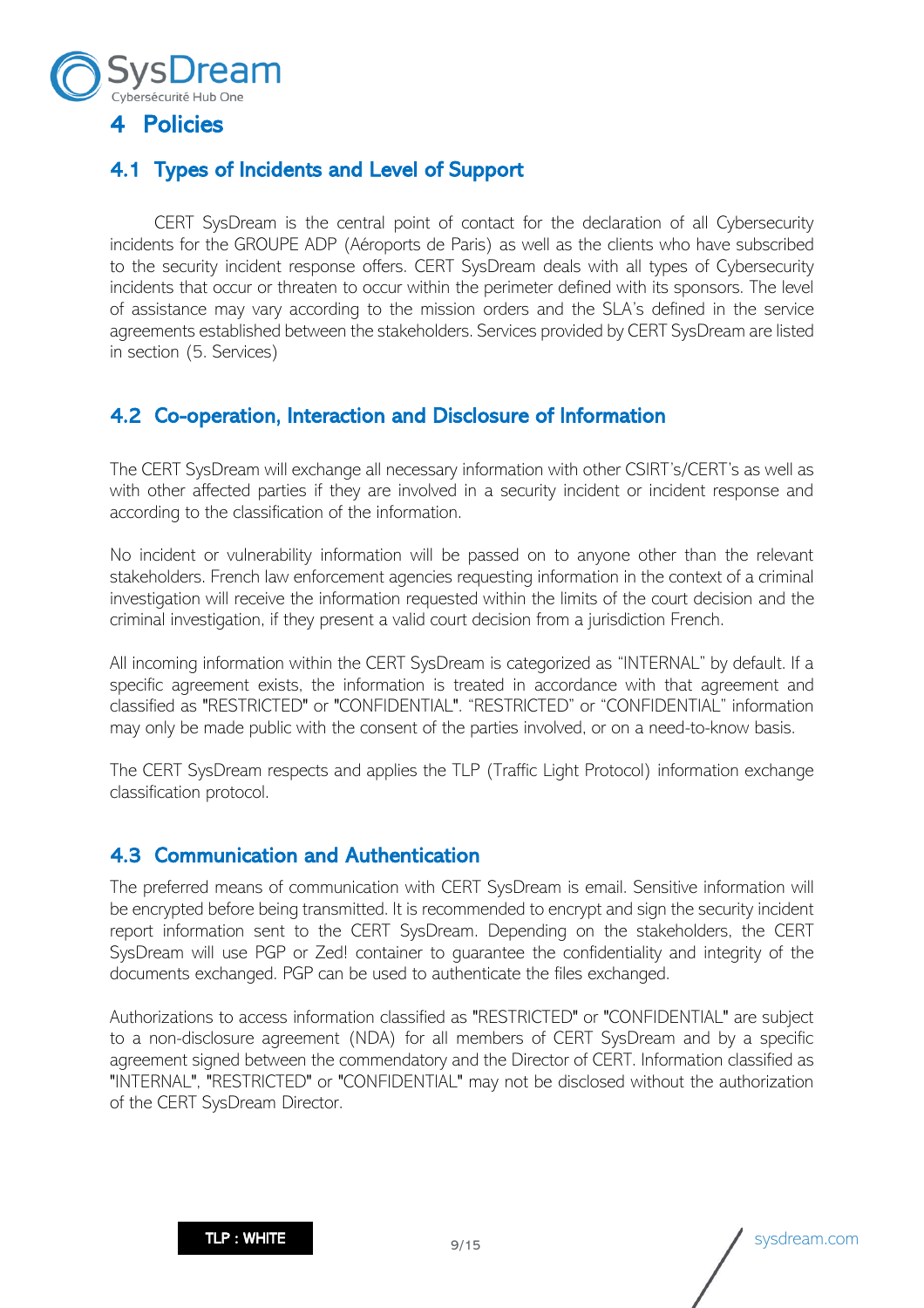# 4 Policies

## 4.1 Types of Incidents and Level of Support

CERT SysDream is the central point of contact for the declaration of all Cybersecurity incidents for the GROUPE ADP (Aéroports de Paris) as well as the clients who have subscribed to the security incident response offers. CERT SysDream deals with all types of Cybersecurity incidents that occur or threaten to occur within the perimeter defined with its sponsors. The level of assistance may vary according to the mission orders and the SLA's defined in the service agreements established between the stakeholders. Services provided by CERT SysDream are listed in section (5. Services)

## 4.2 Co-operation, Interaction and Disclosure of Information

The CERT SysDream will exchange all necessary information with other CSIRT's/CERT's as well as with other affected parties if they are involved in a security incident or incident response and according to the classification of the information.

No incident or vulnerability information will be passed on to anyone other than the relevant stakeholders. French law enforcement agencies requesting information in the context of a criminal investigation will receive the information requested within the limits of the court decision and the criminal investigation, if they present a valid court decision from a jurisdiction French.

All incoming information within the CERT SysDream is categorized as "INTERNAL" by default. If a specific agreement exists, the information is treated in accordance with that agreement and classified as "RESTRICTED" or "CONFIDENTIAL". "RESTRICTED" or "CONFIDENTIAL" information may only be made public with the consent of the parties involved, or on a need-to-know basis.

The CERT SysDream respects and applies the TLP (Traffic Light Protocol) information exchange classification protocol.

## 4.3 Communication and Authentication

The preferred means of communication with CERT SysDream is email. Sensitive information will be encrypted before being transmitted. It is recommended to encrypt and sign the security incident report information sent to the CERT SysDream. Depending on the stakeholders, the CERT SysDream will use PGP or Zed! container to guarantee the confidentiality and integrity of the documents exchanged. PGP can be used to authenticate the files exchanged.

Authorizations to access information classified as "RESTRICTED" or "CONFIDENTIAL" are subject to a non-disclosure agreement (NDA) for all members of CERT SysDream and by a specific agreement signed between the commendatory and the Director of CERT. Information classified as "INTERNAL", "RESTRICTED" or "CONFIDENTIAL" may not be disclosed without the authorization of the CERT SysDream Director.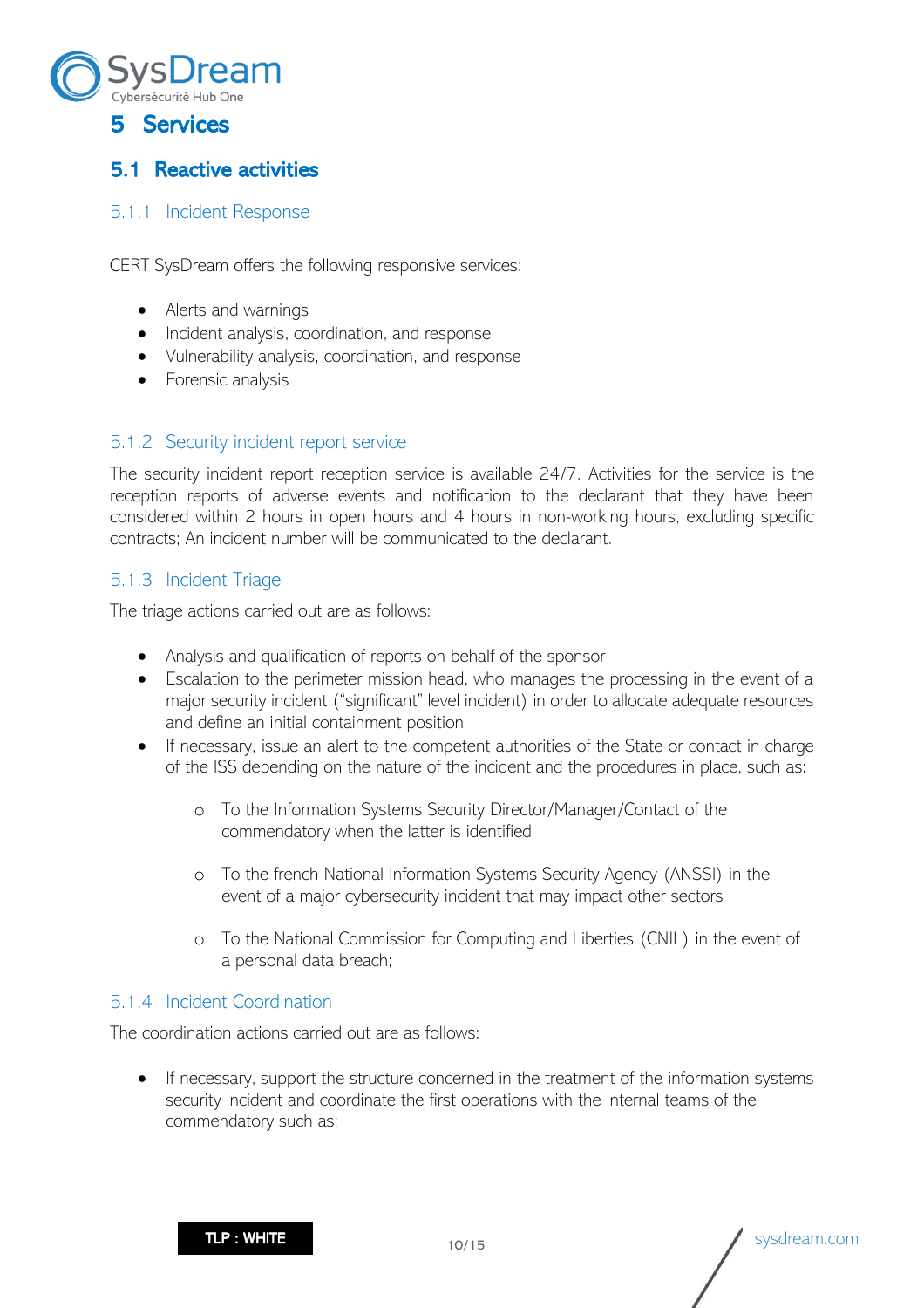# 5 Services

## 5.1 Reactive activities

### 5.1.1 Incident Response

CERT SysDream offers the following responsive services:

- Alerts and warnings
- Incident analysis, coordination, and response
- Vulnerability analysis, coordination, and response
- Forensic analysis

### 5.1.2 Security incident report service

The security incident report reception service is available 24/7. Activities for the service is the reception reports of adverse events and notification to the declarant that they have been considered within 2 hours in open hours and 4 hours in non-working hours, excluding specific contracts; An incident number will be communicated to the declarant.

### 5.1.3 Incident Triage

The triage actions carried out are as follows:

- Analysis and qualification of reports on behalf of the sponsor
- Escalation to the perimeter mission head, who manages the processing in the event of a major security incident ("significant" level incident) in order to allocate adequate resources and define an initial containment position
- If necessary, issue an alert to the competent authorities of the State or contact in charge of the ISS depending on the nature of the incident and the procedures in place, such as:
    - To the Information Systems Security Director/Manager/Contact of the commendatory when the latter is identified
    - To the french National Information Systems Security Agency (ANSSI) in the event of a major cybersecurity incident that may impact other sectors
    - To the National Commission for Computing and Liberties (CNIL) in the event of a personal data breach;

### 5.1.4 Incident Coordination

The coordination actions carried out are as follows:

- If necessary, support the structure concerned in the treatment of the information systems security incident and coordinate the first operations with the internal teams of the commendatory such as: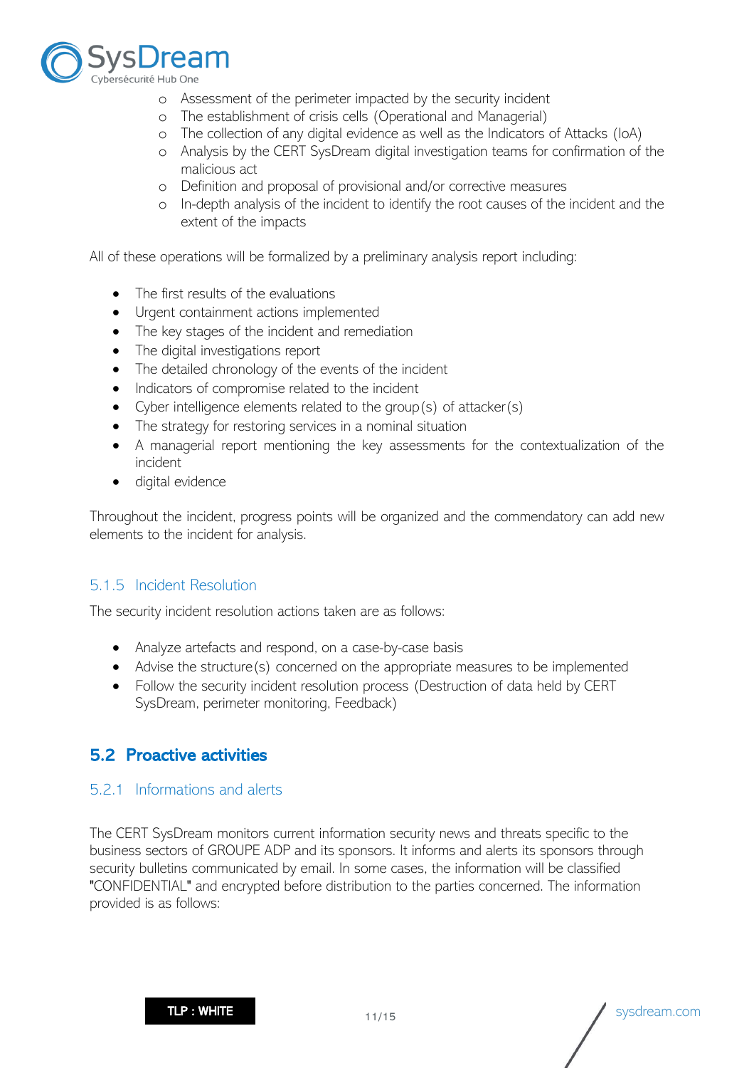- Assessment of the perimeter impacted by the security incident
    - The establishment of crisis cells (Operational and Managerial)
    - The collection of any digital evidence as well as the Indicators of Attacks (IoA)
    - Analysis by the CERT SysDream digital investigation teams for confirmation of the malicious act
    - Definition and proposal of provisional and/or corrective measures
    - In-depth analysis of the incident to identify the root causes of the incident and the extent of the impacts

All of these operations will be formalized by a preliminary analysis report including:

- The first results of the evaluations
- Urgent containment actions implemented
- The key stages of the incident and remediation
- The digital investigations report
- The detailed chronology of the events of the incident
- Indicators of compromise related to the incident
- Cyber intelligence elements related to the group(s) of attacker(s)
- The strategy for restoring services in a nominal situation
- A managerial report mentioning the key assessments for the contextualization of the incident
- digital evidence

Throughout the incident, progress points will be organized and the commendatory can add new elements to the incident for analysis.

### 5.1.5 Incident Resolution

The security incident resolution actions taken are as follows:

- Analyze artefacts and respond, on a case-by-case basis
- Advise the structure(s) concerned on the appropriate measures to be implemented
- Follow the security incident resolution process (Destruction of data held by CERT SysDream, perimeter monitoring, Feedback)

## 5.2 Proactive activities

### 5.2.1 Informations and alerts

The CERT SysDream monitors current information security news and threats specific to the business sectors of GROUPE ADP and its sponsors. It informs and alerts its sponsors through security bulletins communicated by email. In some cases, the information will be classified "CONFIDENTIAL" and encrypted before distribution to the parties concerned. The information provided is as follows: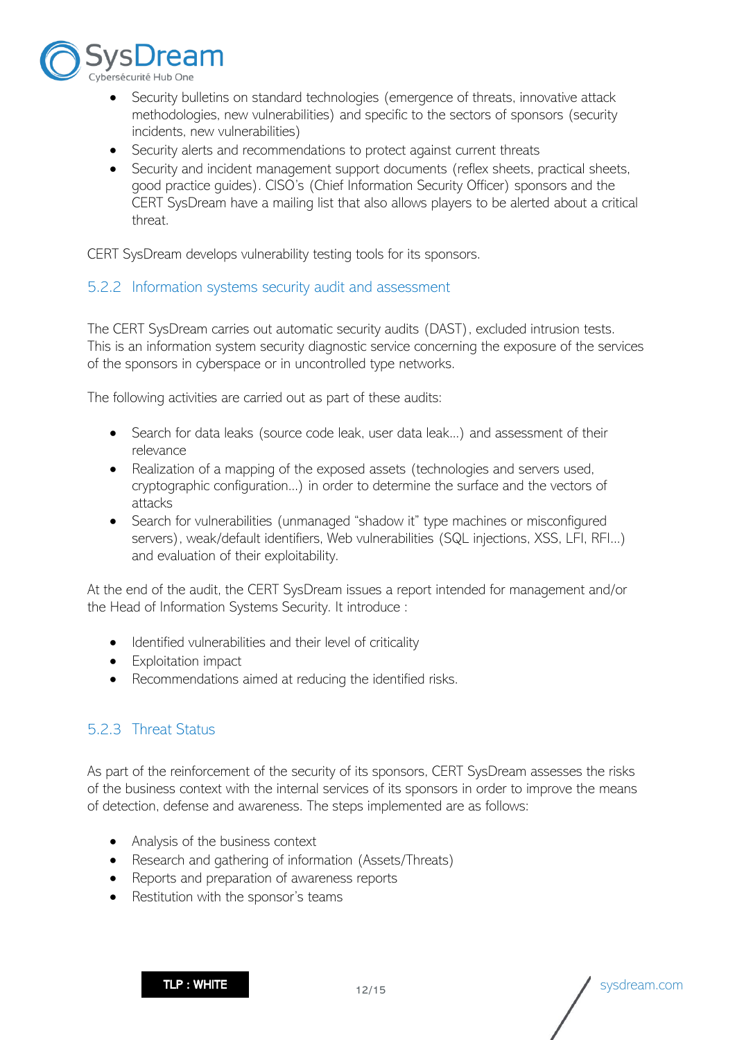- Security bulletins on standard technologies (emergence of threats, innovative attack methodologies, new vulnerabilities) and specific to the sectors of sponsors (security incidents, new vulnerabilities)
- Security alerts and recommendations to protect against current threats
- Security and incident management support documents (reflex sheets, practical sheets, good practice guides). CISO's (Chief Information Security Officer) sponsors and the CERT SysDream have a mailing list that also allows players to be alerted about a critical threat.

CERT SysDream develops vulnerability testing tools for its sponsors.

### 5.2.2 Information systems security audit and assessment

The CERT SysDream carries out automatic security audits (DAST), excluded intrusion tests. This is an information system security diagnostic service concerning the exposure of the services of the sponsors in cyberspace or in uncontrolled type networks.

The following activities are carried out as part of these audits:

- Search for data leaks (source code leak, user data leak…) and assessment of their relevance
- Realization of a mapping of the exposed assets (technologies and servers used, cryptographic configuration…) in order to determine the surface and the vectors of attacks
- Search for vulnerabilities (unmanaged "shadow it" type machines or misconfigured servers), weak/default identifiers, Web vulnerabilities (SQL injections, XSS, LFI, RFI…) and evaluation of their exploitability.

At the end of the audit, the CERT SysDream issues a report intended for management and/or the Head of Information Systems Security. It introduce :

- Identified vulnerabilities and their level of criticality
- Exploitation impact
- Recommendations aimed at reducing the identified risks.

### 5.2.3 Threat Status

As part of the reinforcement of the security of its sponsors, CERT SysDream assesses the risks of the business context with the internal services of its sponsors in order to improve the means of detection, defense and awareness. The steps implemented are as follows:

- Analysis of the business context
- Research and gathering of information (Assets/Threats)
- Reports and preparation of awareness reports
- Restitution with the sponsor's teams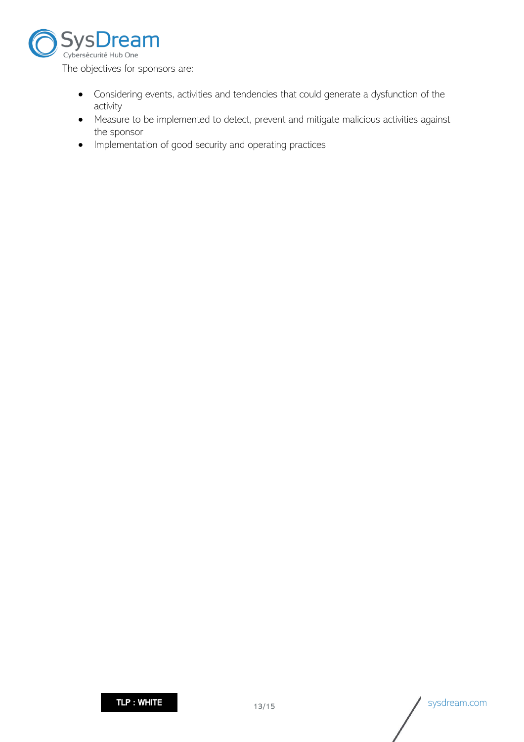The objectives for sponsors are:

- Considering events, activities and tendencies that could generate a dysfunction of the activity
- Measure to be implemented to detect, prevent and mitigate malicious activities against the sponsor
- Implementation of good security and operating practices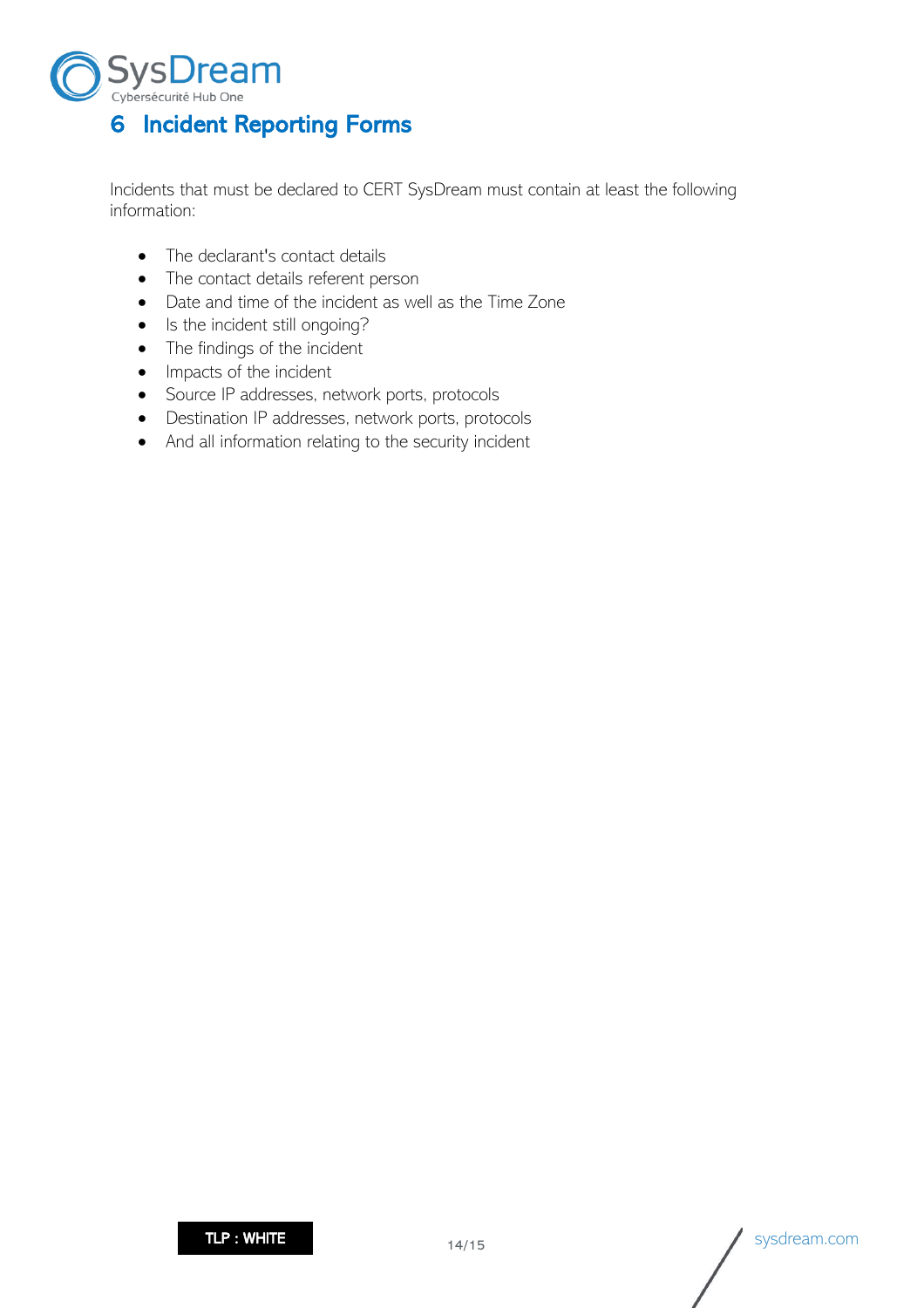# 6 Incident Reporting Forms

Incidents that must be declared to CERT SysDream must contain at least the following information:

- The declarant's contact details
- The contact details referent person
- Date and time of the incident as well as the Time Zone
- Is the incident still ongoing?
- The findings of the incident
- Impacts of the incident
- Source IP addresses, network ports, protocols
- Destination IP addresses, network ports, protocols
- And all information relating to the security incident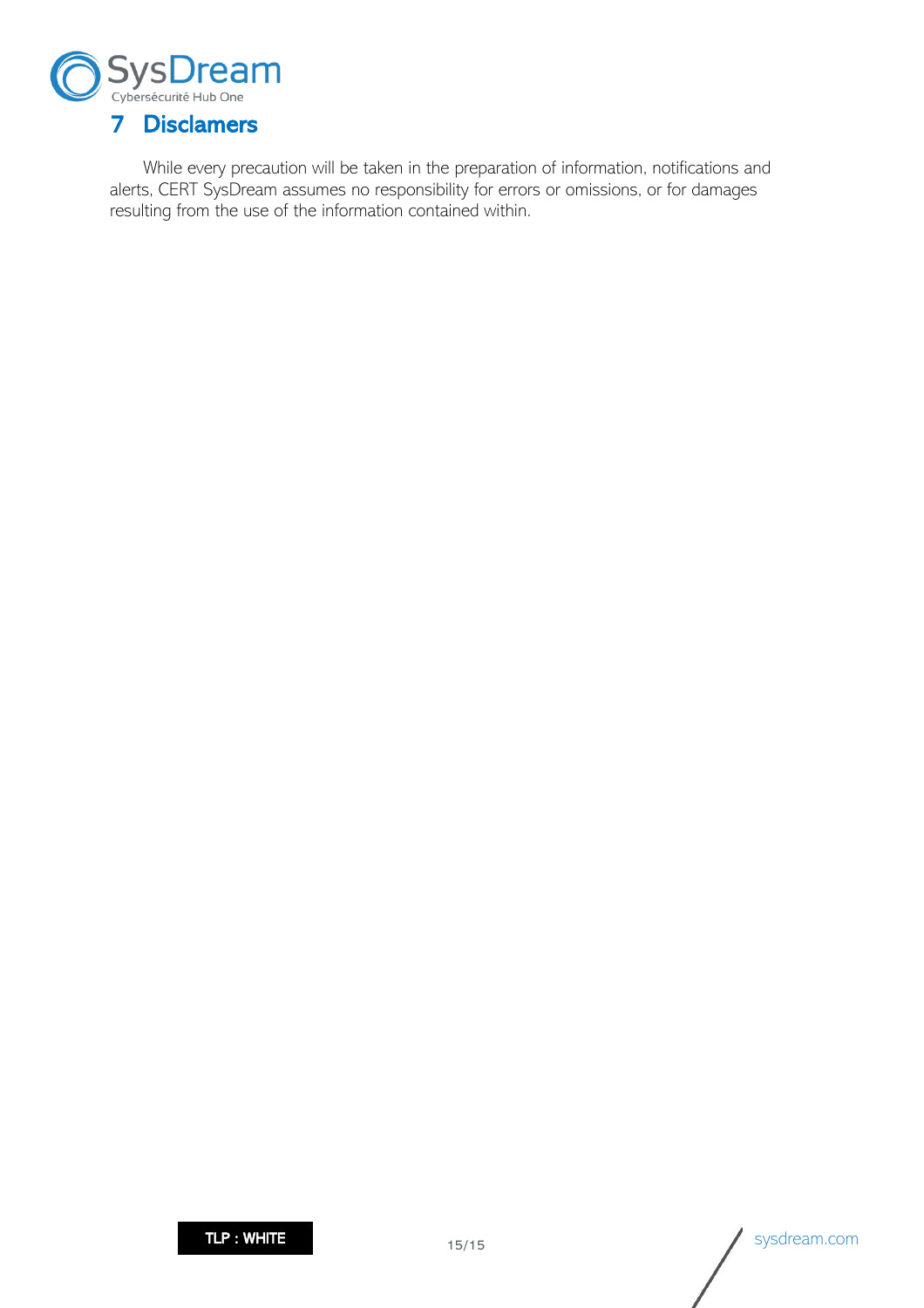# 7 Disclamers

While every precaution will be taken in the preparation of information, notifications and alerts, CERT SysDream assumes no responsibility for errors or omissions, or for damages resulting from the use of the information contained within.